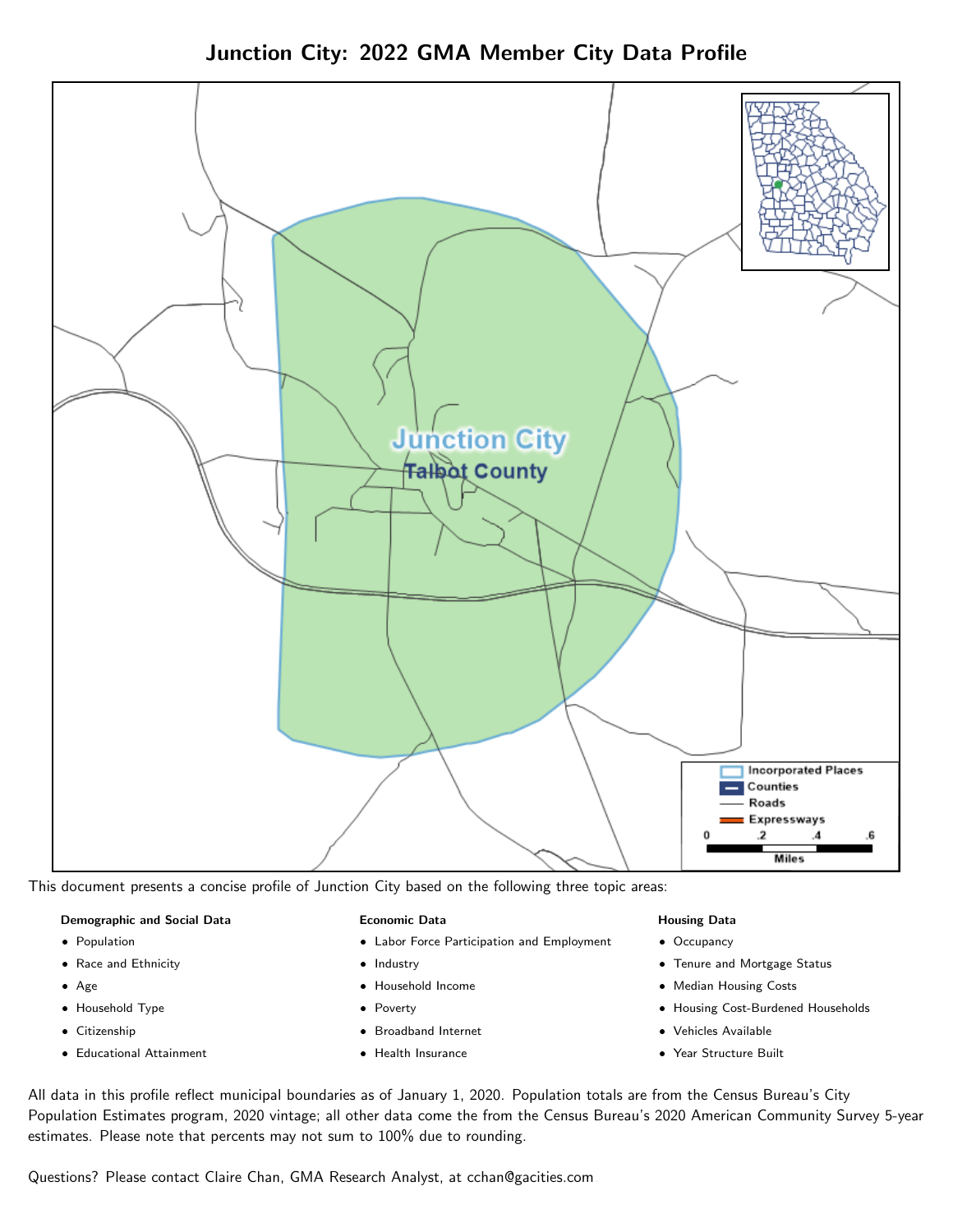# Junction City: 2022 GMA Member City Data Profile

This document presents a concise profile of Junction City based on the following three topic areas:

**Demographic and Social Data**

- Population
- Race and Ethnicity
- Age
- Household Type
- Citizenship
- Educational Attainment

**Economic Data**

- Labor Force Participation and Employment
- Industry
- Household Income
- Poverty
- Broadband Internet
- Health Insurance

**Housing Data**

- Occupancy
- Tenure and Mortgage Status
- Median Housing Costs
- Housing Cost-Burdened Households
- Vehicles Available
- Year Structure Built

All data in this profile reflect municipal boundaries as of January 1, 2020. Population totals are from the Census Bureau's City Population Estimates program, 2020 vintage; all other data come the from the Census Bureau's 2020 American Community Survey 5-year estimates. Please note that percents may not sum to 100% due to rounding.

Questions? Please contact Claire Chan, GMA Research Analyst, at cchan@gacities.com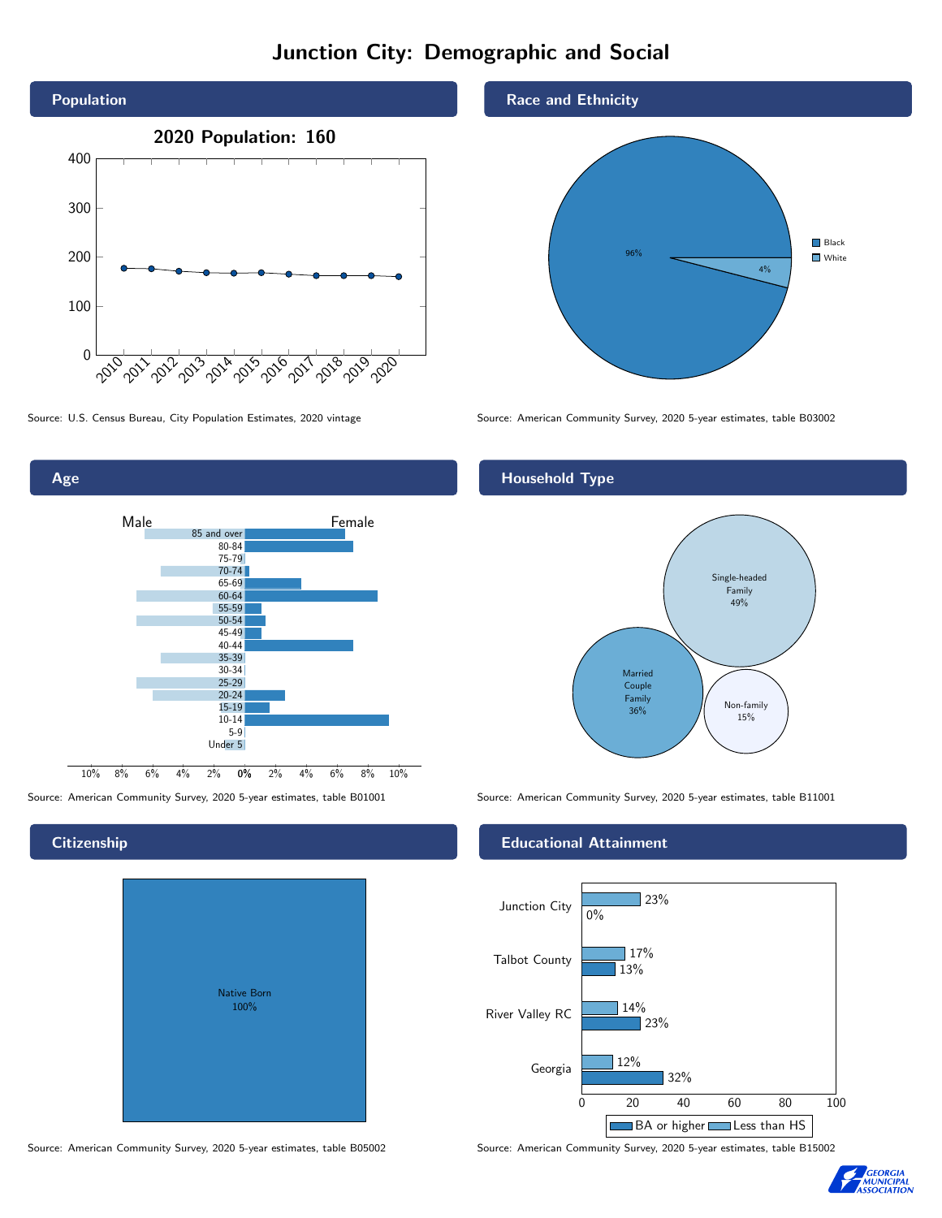# Junction City: Demographic and Social

## Population

**2020 Population: 160**

Source: U.S. Census Bureau, City Population Estimates, 2020 vintage

## Race and Ethnicity

| Race | Percent |
|---|---|
| Black | 96% |
| White | 4% |

Source: American Community Survey, 2020 5-year estimates, table B03002

## Age

Source: American Community Survey, 2020 5-year estimates, table B01001

## Household Type

| Household Type | Percent |
|---|---|
| Single-headed Family | 49% |
| Married Couple Family | 36% |
| Non-family | 15% |

Source: American Community Survey, 2020 5-year estimates, table B11001

## Citizenship

Native Born 100%

Source: American Community Survey, 2020 5-year estimates, table B05002

## Educational Attainment

| | Less than HS | BA or higher |
|---|---|---|
| Junction City | 23% | 0% |
| Talbot County | 17% | 13% |
| River Valley RC | 14% | 23% |
| Georgia | 12% | 32% |

Source: American Community Survey, 2020 5-year estimates, table B15002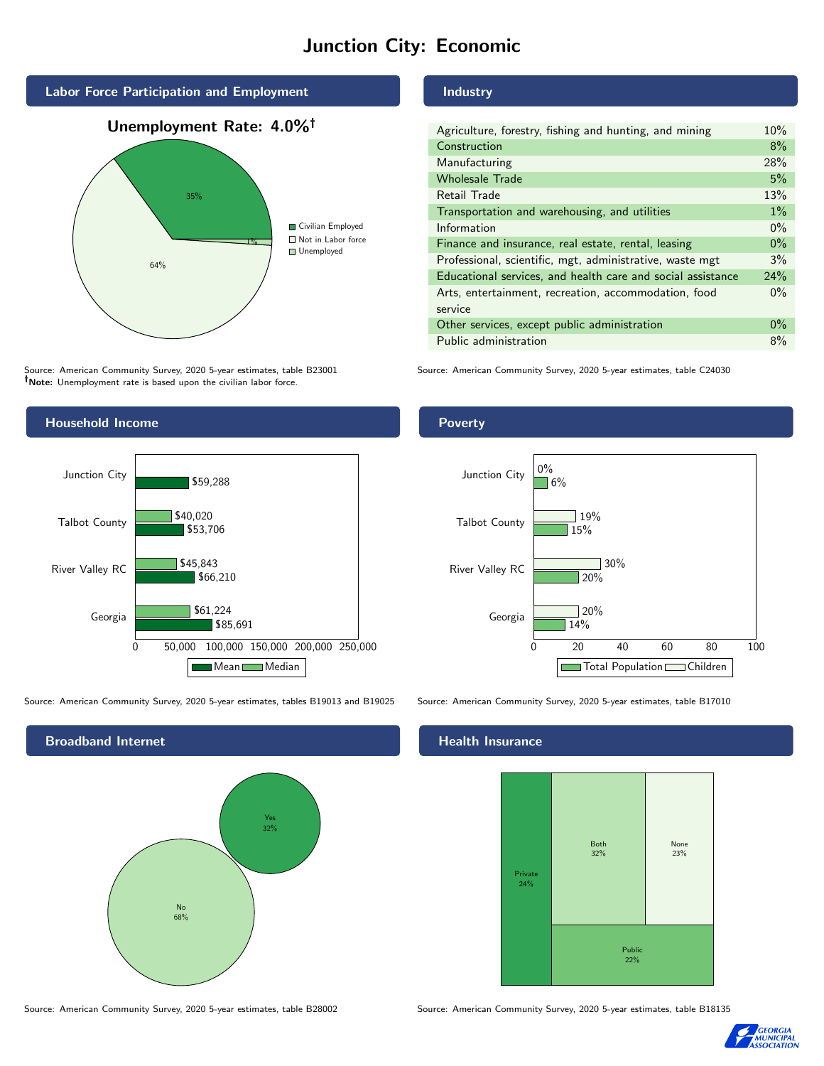# Junction City: Economic

## Labor Force Participation and Employment

**Unemployment Rate: 4.0%†**

| Category | Percent |
| --- | --- |
| Civilian Employed | 35% |
| Not in Labor force | 64% |
| Unemployed | 1% |

Source: American Community Survey, 2020 5-year estimates, table B23001
**†Note:** Unemployment rate is based upon the civilian labor force.

## Industry

| Industry | Percent |
| --- | --- |
| Agriculture, forestry, fishing and hunting, and mining | 10% |
| Construction | 8% |
| Manufacturing | 28% |
| Wholesale Trade | 5% |
| Retail Trade | 13% |
| Transportation and warehousing, and utilities | 1% |
| Information | 0% |
| Finance and insurance, real estate, rental, leasing | 0% |
| Professional, scientific, mgt, administrative, waste mgt | 3% |
| Educational services, and health care and social assistance | 24% |
| Arts, entertainment, recreation, accommodation, food service | 0% |
| Other services, except public administration | 0% |
| Public administration | 8% |

Source: American Community Survey, 2020 5-year estimates, table C24030

## Household Income

| Area | Mean | Median |
| --- | --- | --- |
| Junction City | $59,288 | |
| Talbot County | $53,706 | $40,020 |
| River Valley RC | $66,210 | $45,843 |
| Georgia | $85,691 | $61,224 |

Source: American Community Survey, 2020 5-year estimates, tables B19013 and B19025

## Poverty

| Area | Children | Total Population |
| --- | --- | --- |
| Junction City | 0% | 6% |
| Talbot County | 19% | 15% |
| River Valley RC | 30% | 20% |
| Georgia | 20% | 14% |

Source: American Community Survey, 2020 5-year estimates, table B17010

## Broadband Internet

| Response | Percent |
| --- | --- |
| Yes | 32% |
| No | 68% |

Source: American Community Survey, 2020 5-year estimates, table B28002

## Health Insurance

| Type | Percent |
| --- | --- |
| Private | 24% |
| Both | 32% |
| None | 23% |
| Public | 22% |

Source: American Community Survey, 2020 5-year estimates, table B18135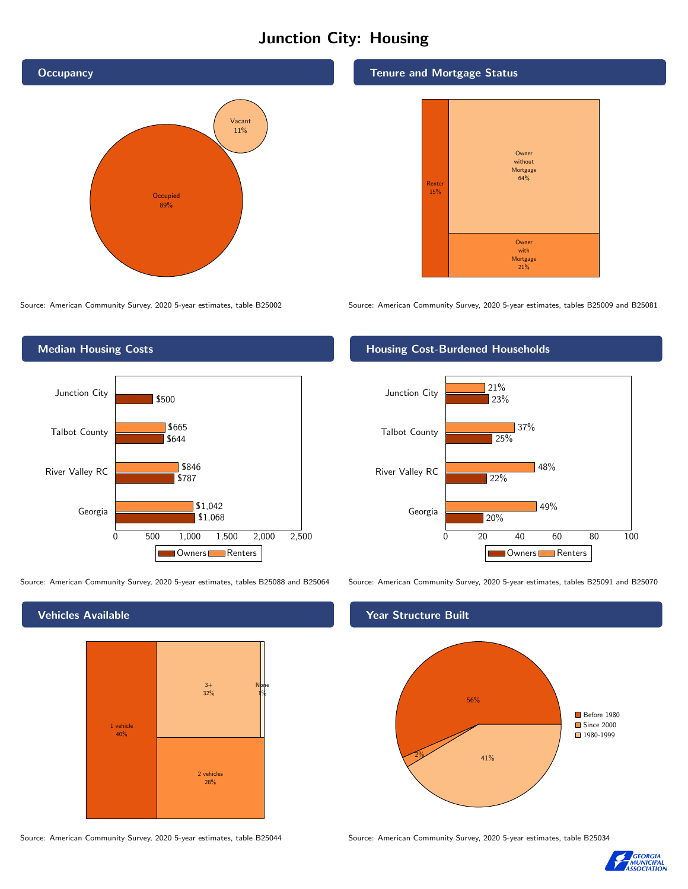# Junction City: Housing

## Occupancy

Vacant
11%

Occupied
89%

Source: American Community Survey, 2020 5-year estimates, table B25002

## Tenure and Mortgage Status

Renter
15%

Owner
without
Mortgage
64%

Owner
with
Mortgage
21%

Source: American Community Survey, 2020 5-year estimates, tables B25009 and B25081

## Median Housing Costs

Junction City
$500

Talbot County
$665
$644

River Valley RC
$846
$787

Georgia
$1,042
$1,068

0 500 1,000 1,500 2,000 2,500

Owners Renters

Source: American Community Survey, 2020 5-year estimates, tables B25088 and B25064

## Housing Cost-Burdened Households

Junction City
21%
23%

Talbot County
37%
25%

River Valley RC
48%
22%

Georgia
49%
20%

0 20 40 60 80 100

Owners Renters

Source: American Community Survey, 2020 5-year estimates, tables B25091 and B25070

## Vehicles Available

1 vehicle
40%

3+
32%

None
1%

2 vehicles
28%

Source: American Community Survey, 2020 5-year estimates, table B25044

## Year Structure Built

56%

2%

41%

Before 1980
Since 2000
1980-1999

Source: American Community Survey, 2020 5-year estimates, table B25034

GEORGIA MUNICIPAL ASSOCIATION